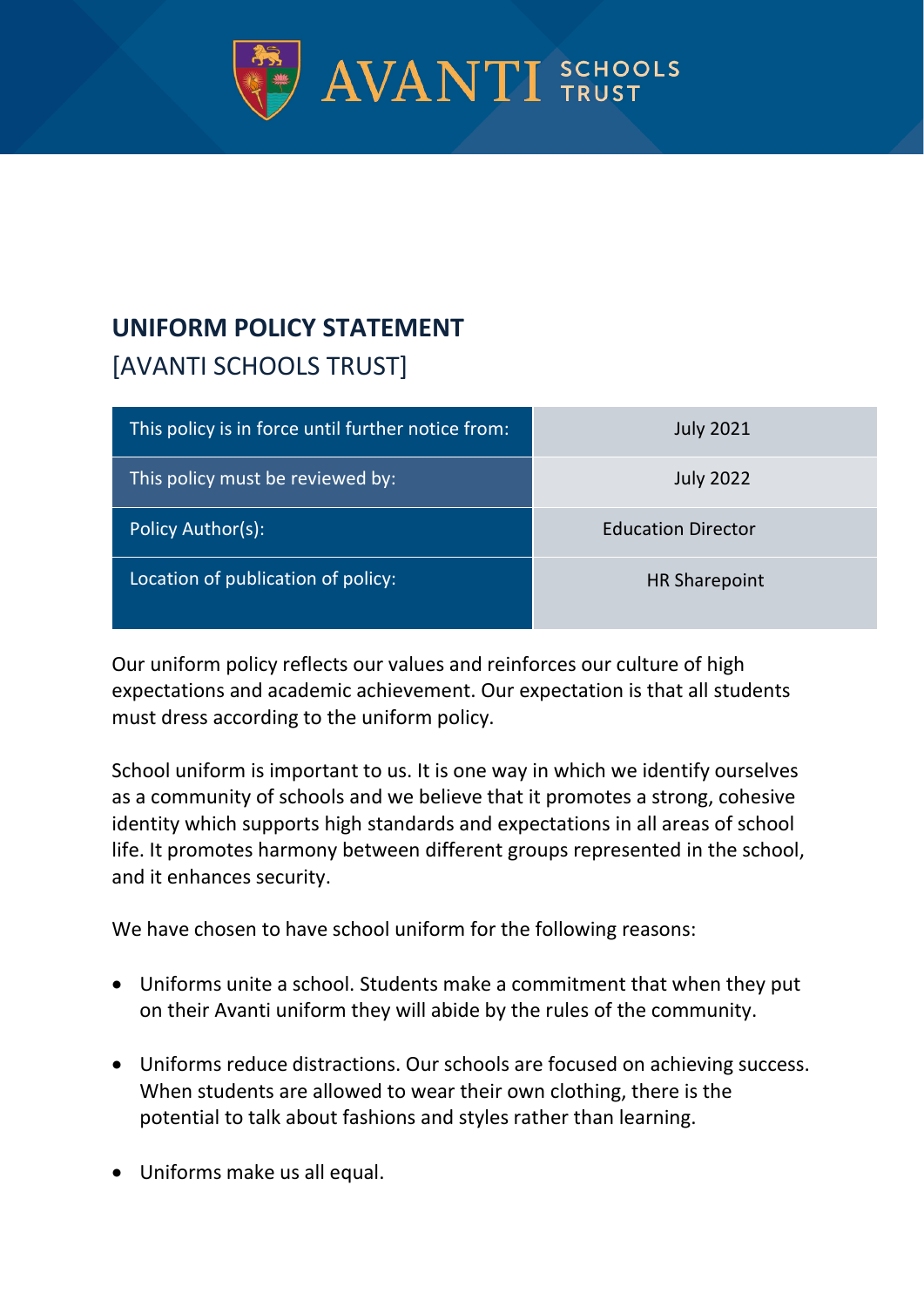AVANTI SCHOOLS TRUST

# UNIFORM POLICY STATEMENT

[AVANTI SCHOOLS TRUST]

| | |
|---|---|
| This policy is in force until further notice from: | July 2021 |
| This policy must be reviewed by: | July 2022 |
| Policy Author(s): | Education Director |
| Location of publication of policy: | HR Sharepoint |

Our uniform policy reflects our values and reinforces our culture of high expectations and academic achievement. Our expectation is that all students must dress according to the uniform policy.

School uniform is important to us. It is one way in which we identify ourselves as a community of schools and we believe that it promotes a strong, cohesive identity which supports high standards and expectations in all areas of school life. It promotes harmony between different groups represented in the school, and it enhances security.

We have chosen to have school uniform for the following reasons:

- Uniforms unite a school. Students make a commitment that when they put on their Avanti uniform they will abide by the rules of the community.
- Uniforms reduce distractions. Our schools are focused on achieving success. When students are allowed to wear their own clothing, there is the potential to talk about fashions and styles rather than learning.
- Uniforms make us all equal.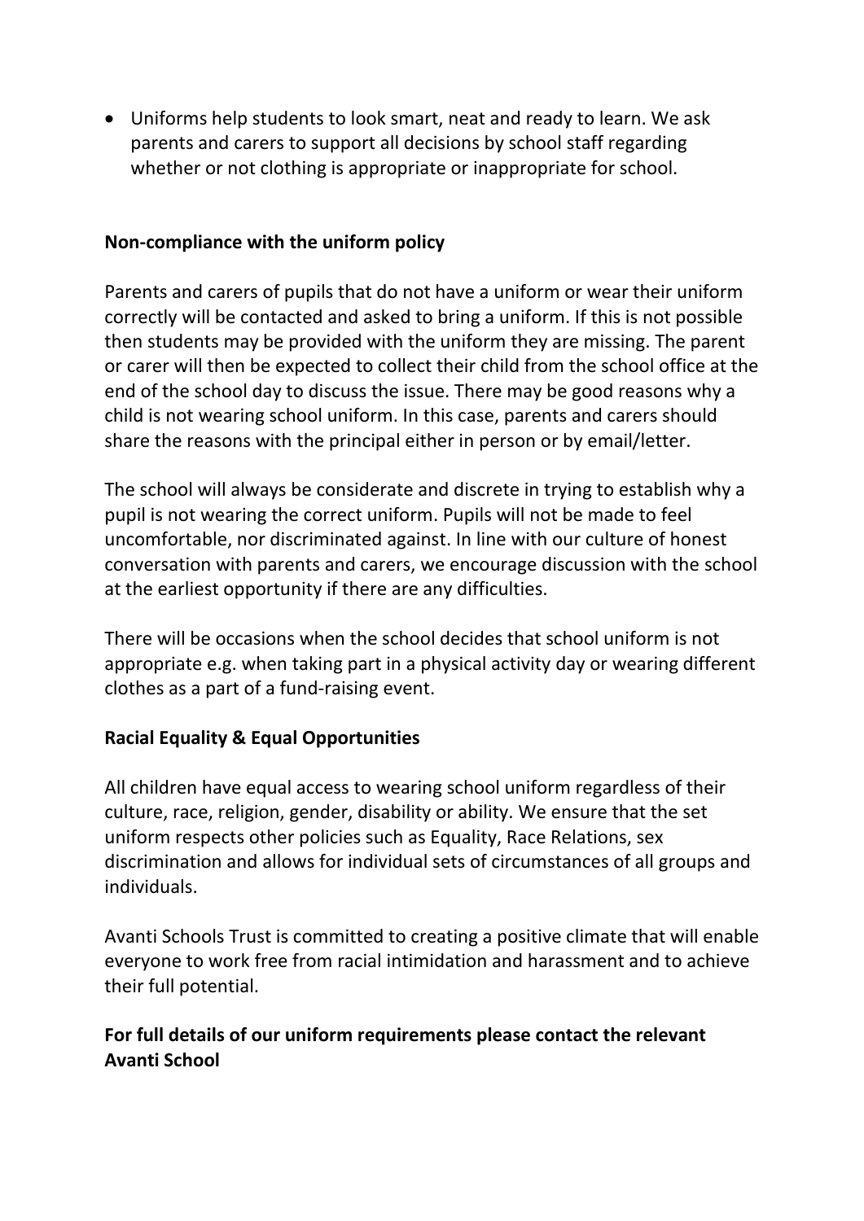- Uniforms help students to look smart, neat and ready to learn. We ask parents and carers to support all decisions by school staff regarding whether or not clothing is appropriate or inappropriate for school.

**Non-compliance with the uniform policy**

Parents and carers of pupils that do not have a uniform or wear their uniform correctly will be contacted and asked to bring a uniform. If this is not possible then students may be provided with the uniform they are missing. The parent or carer will then be expected to collect their child from the school office at the end of the school day to discuss the issue. There may be good reasons why a child is not wearing school uniform. In this case, parents and carers should share the reasons with the principal either in person or by email/letter.

The school will always be considerate and discrete in trying to establish why a pupil is not wearing the correct uniform. Pupils will not be made to feel uncomfortable, nor discriminated against. In line with our culture of honest conversation with parents and carers, we encourage discussion with the school at the earliest opportunity if there are any difficulties.

There will be occasions when the school decides that school uniform is not appropriate e.g. when taking part in a physical activity day or wearing different clothes as a part of a fund-raising event.

**Racial Equality & Equal Opportunities**

All children have equal access to wearing school uniform regardless of their culture, race, religion, gender, disability or ability. We ensure that the set uniform respects other policies such as Equality, Race Relations, sex discrimination and allows for individual sets of circumstances of all groups and individuals.

Avanti Schools Trust is committed to creating a positive climate that will enable everyone to work free from racial intimidation and harassment and to achieve their full potential.

**For full details of our uniform requirements please contact the relevant Avanti School**